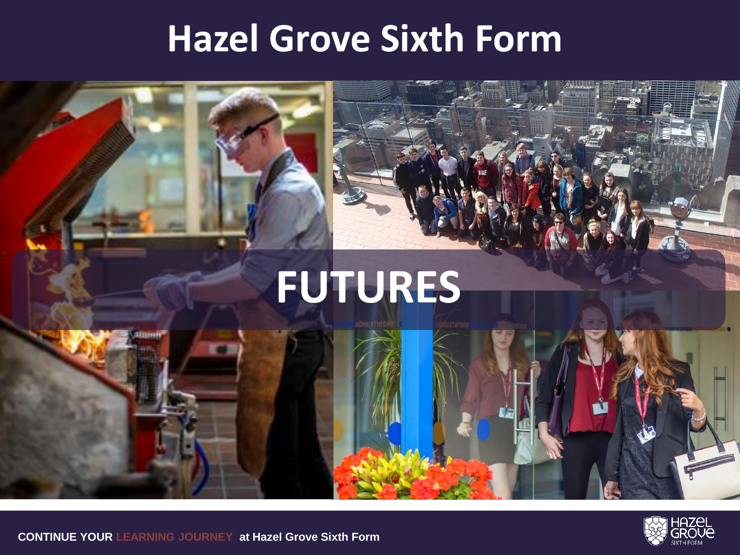# Hazel Grove Sixth Form

## FUTURES

**CONTINUE YOUR LEARNING JOURNEY at Hazel Grove Sixth Form**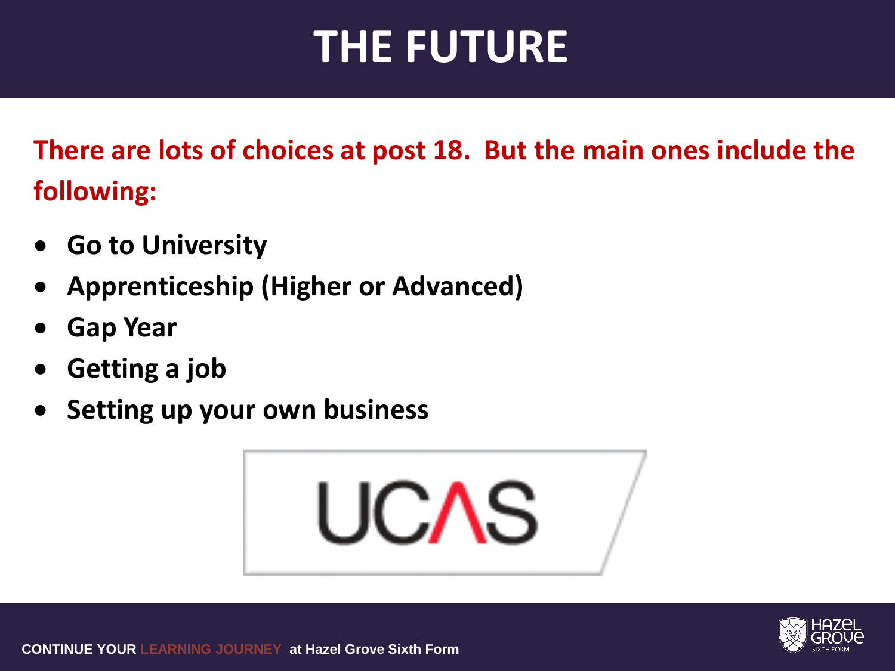# THE FUTURE

**There are lots of choices at post 18. But the main ones include the following:**

- **Go to University**
- **Apprenticeship (Higher or Advanced)**
- **Gap Year**
- **Getting a job**
- **Setting up your own business**

UCAS

**CONTINUE YOUR LEARNING JOURNEY at Hazel Grove Sixth Form**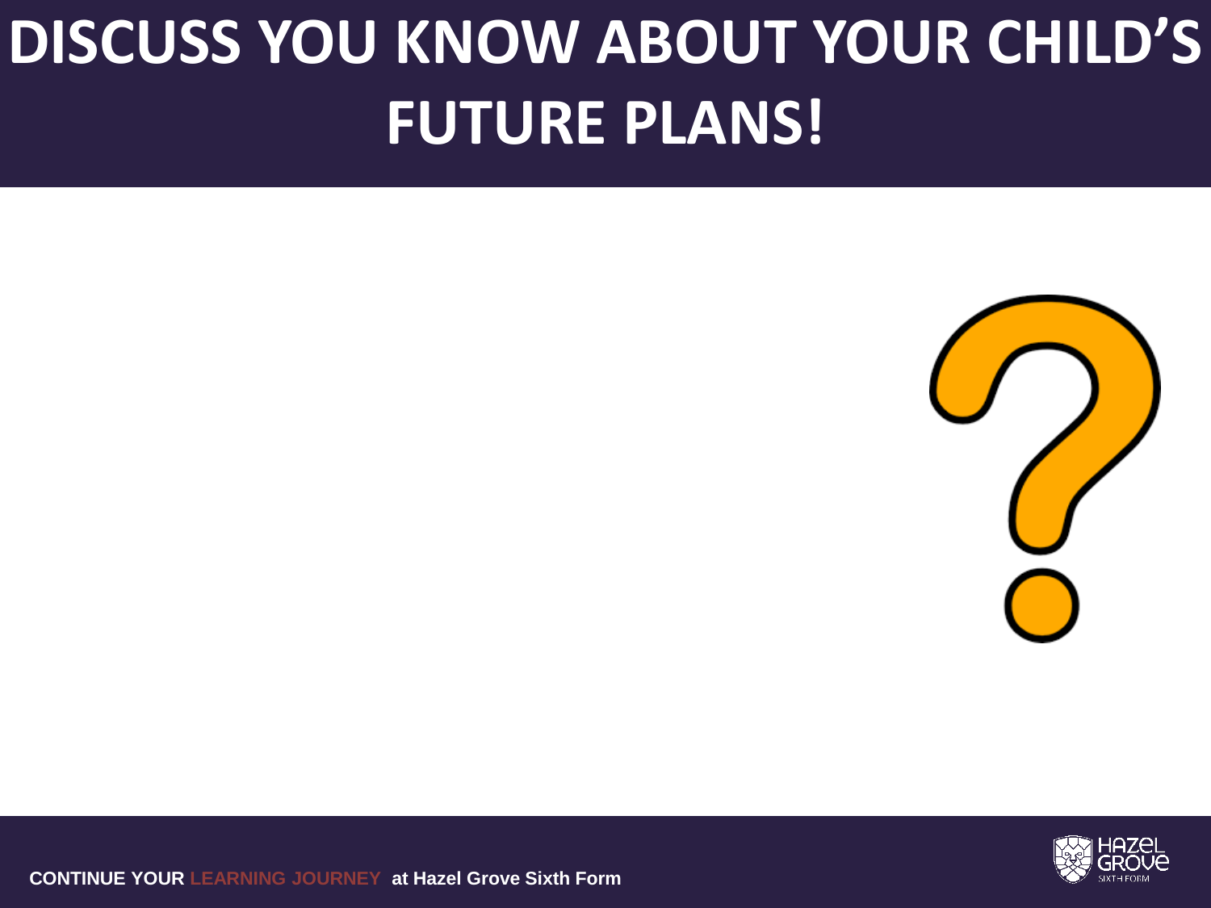# DISCUSS YOU KNOW ABOUT YOUR CHILD'S FUTURE PLANS!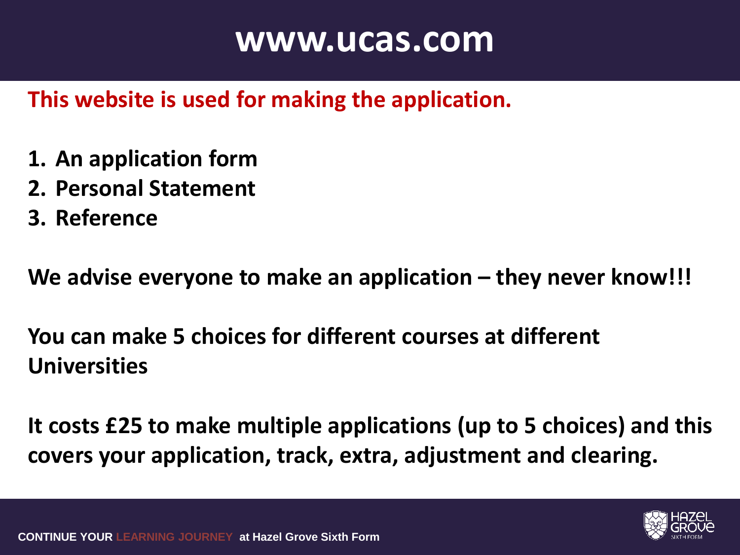# www.ucas.com

**This website is used for making the application.**

1. **An application form**
2. **Personal Statement**
3. **Reference**

**We advise everyone to make an application – they never know!!!**

**You can make 5 choices for different courses at different Universities**

**It costs £25 to make multiple applications (up to 5 choices) and this covers your application, track, extra, adjustment and clearing.**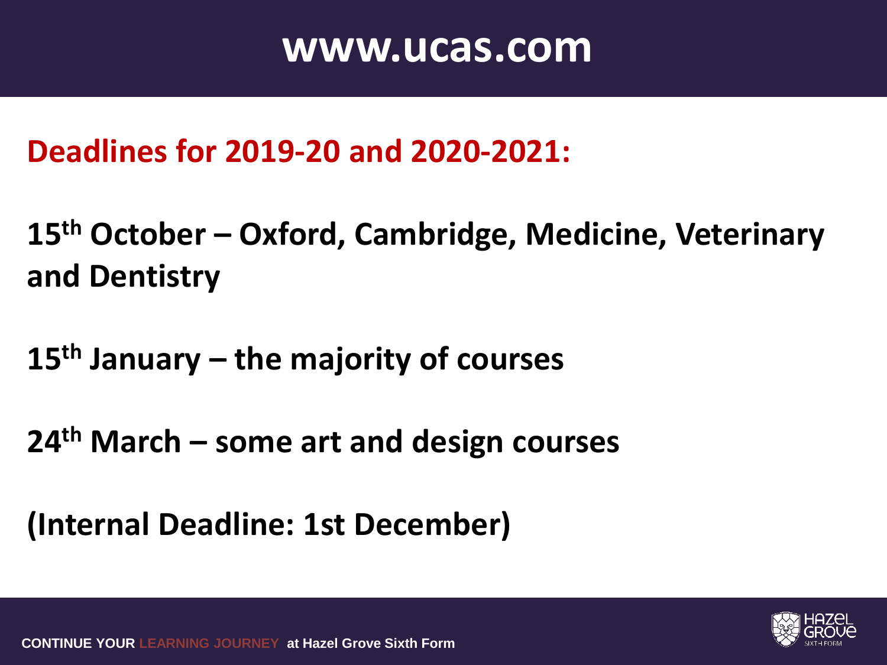# www.ucas.com

## Deadlines for 2019-20 and 2020-2021:

**15th October – Oxford, Cambridge, Medicine, Veterinary and Dentistry**

**15th January – the majority of courses**

**24th March – some art and design courses**

**(Internal Deadline: 1st December)**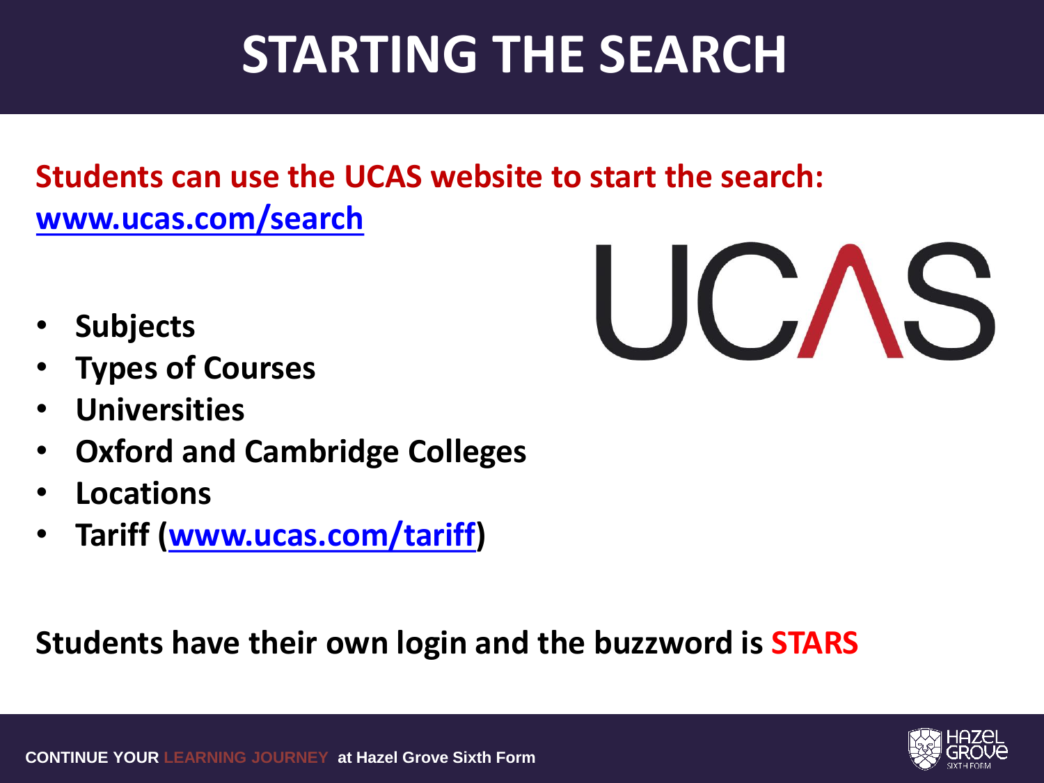# STARTING THE SEARCH

**Students can use the UCAS website to start the search:**
**www.ucas.com/search**

- **Subjects**
- **Types of Courses**
- **Universities**
- **Oxford and Cambridge Colleges**
- **Locations**
- **Tariff (www.ucas.com/tariff)**

**Students have their own login and the buzzword is STARS**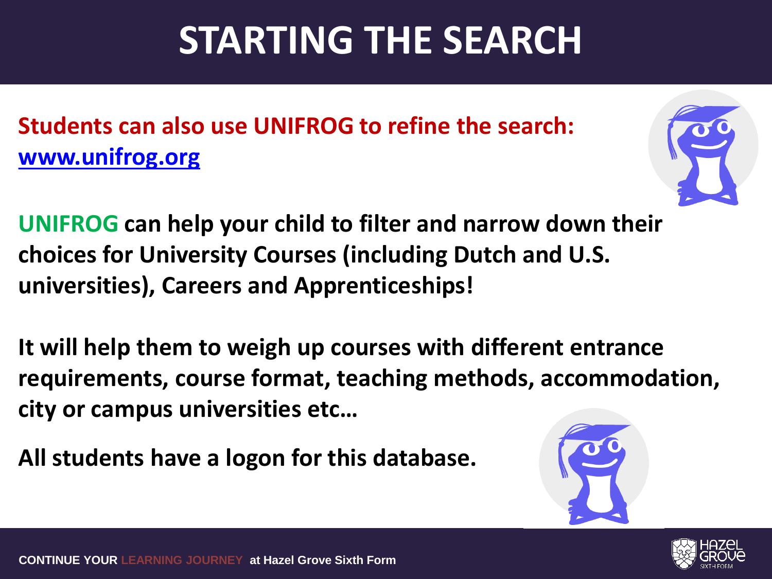# STARTING THE SEARCH

**Students can also use UNIFROG to refine the search: www.unifrog.org**

**UNIFROG can help your child to filter and narrow down their choices for University Courses (including Dutch and U.S. universities), Careers and Apprenticeships!**

**It will help them to weigh up courses with different entrance requirements, course format, teaching methods, accommodation, city or campus universities etc…**

**All students have a logon for this database.**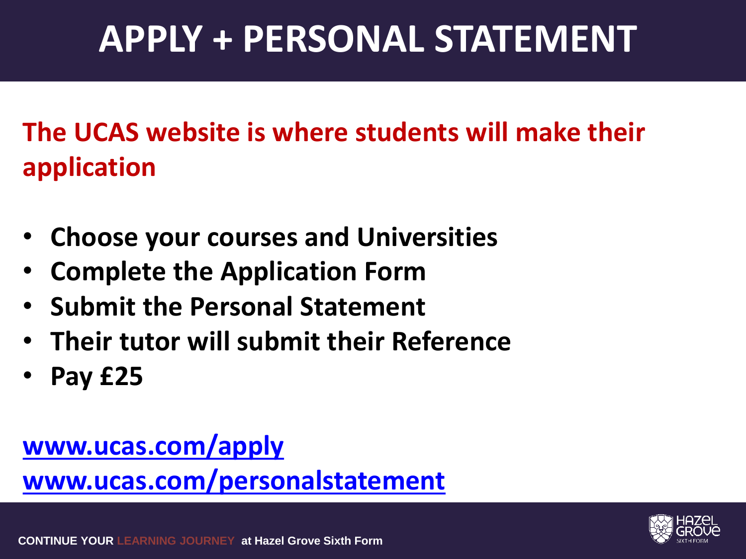# APPLY + PERSONAL STATEMENT

**The UCAS website is where students will make their application**

- **Choose your courses and Universities**
- **Complete the Application Form**
- **Submit the Personal Statement**
- **Their tutor will submit their Reference**
- **Pay £25**

**www.ucas.com/apply**
**www.ucas.com/personalstatement**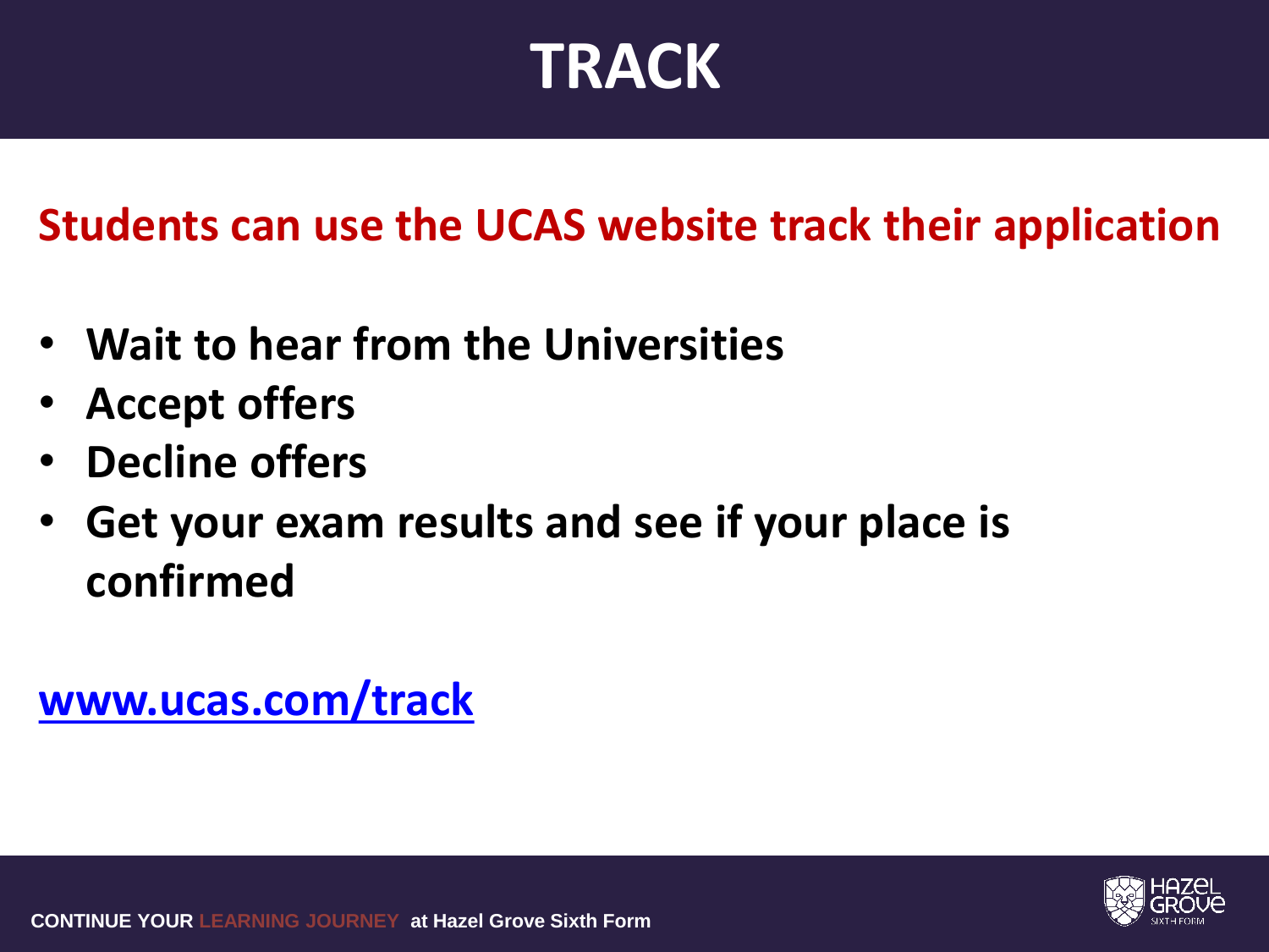# TRACK

**Students can use the UCAS website track their application**

- **Wait to hear from the Universities**
- **Accept offers**
- **Decline offers**
- **Get your exam results and see if your place is confirmed**

[www.ucas.com/track](www.ucas.com/track)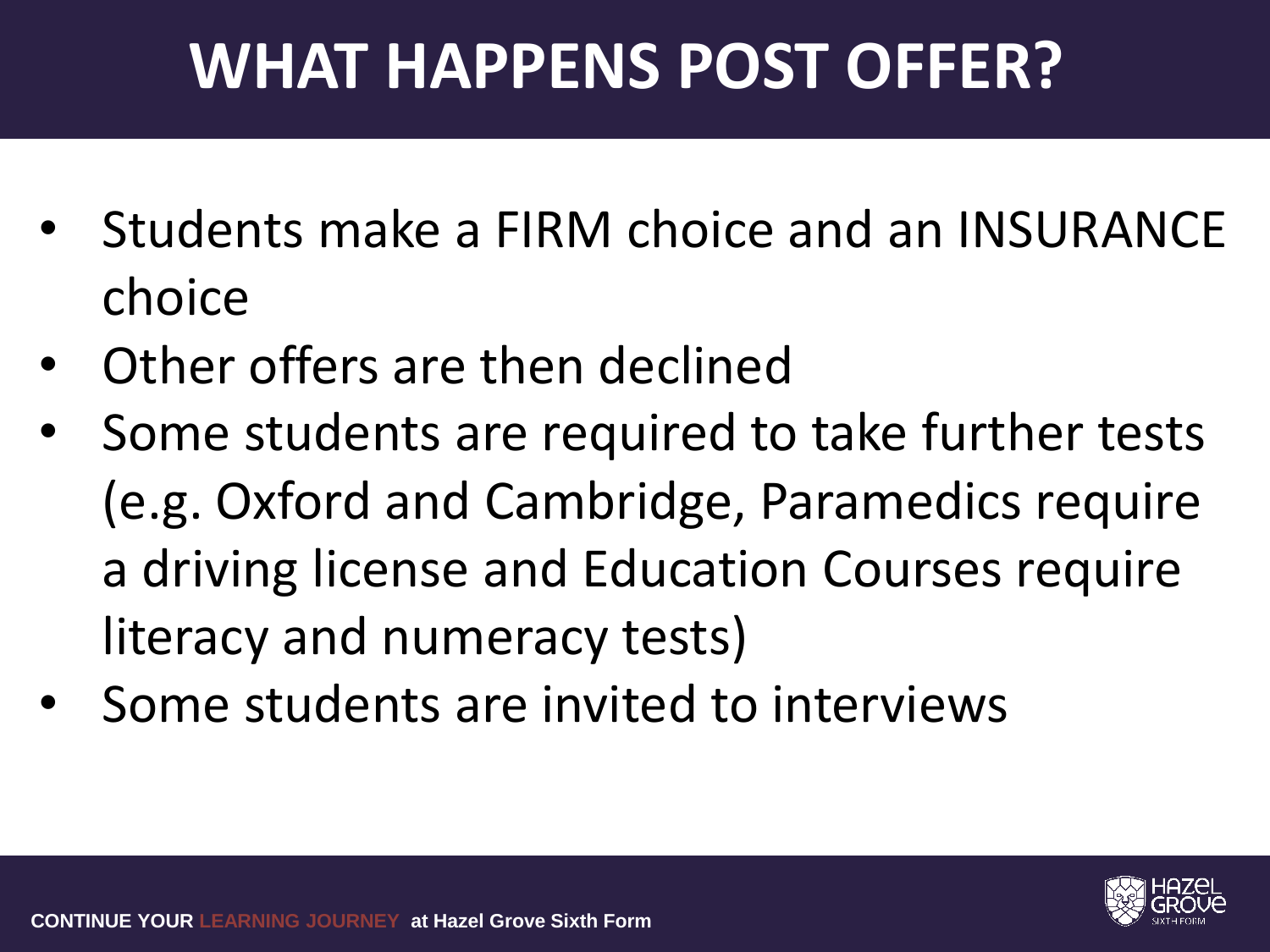# WHAT HAPPENS POST OFFER?

- Students make a FIRM choice and an INSURANCE choice
- Other offers are then declined
- Some students are required to take further tests (e.g. Oxford and Cambridge, Paramedics require a driving license and Education Courses require literacy and numeracy tests)
- Some students are invited to interviews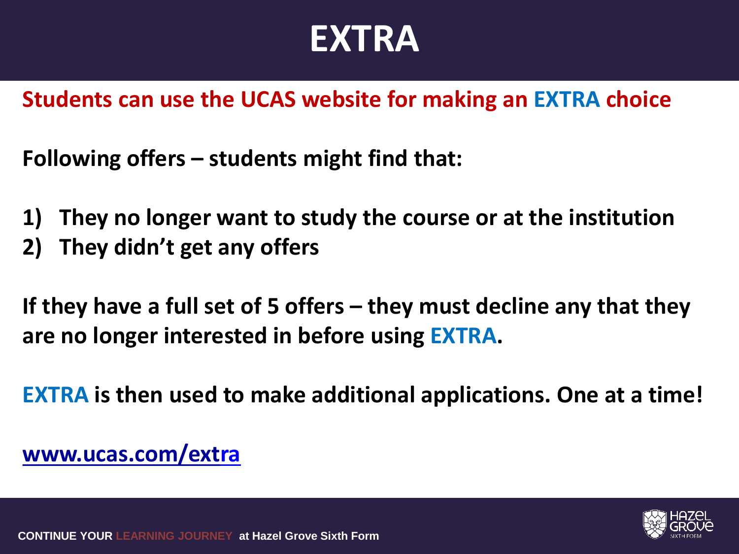# EXTRA

**Students can use the UCAS website for making an EXTRA choice**

**Following offers – students might find that:**

1) **They no longer want to study the course or at the institution**
2) **They didn't get any offers**

**If they have a full set of 5 offers – they must decline any that they are no longer interested in before using EXTRA.**

**EXTRA is then used to make additional applications. One at a time!**

**www.ucas.com/extra**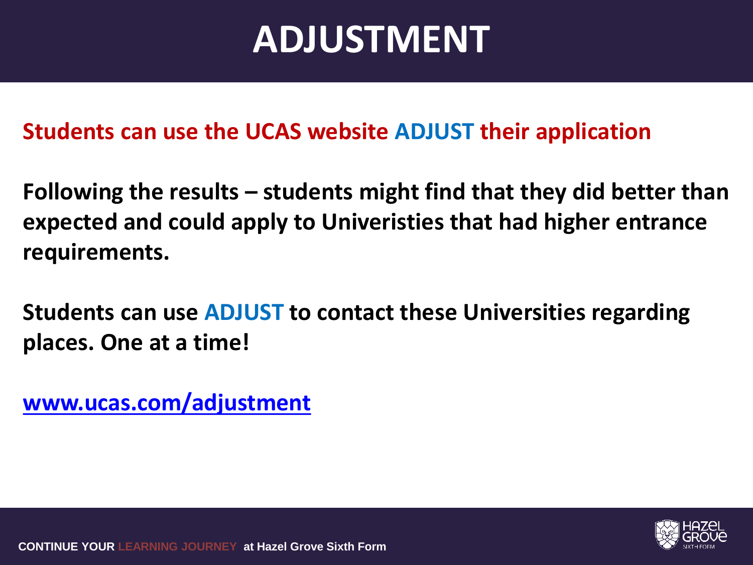# ADJUSTMENT

**Students can use the UCAS website ADJUST their application**

**Following the results – students might find that they did better than expected and could apply to Univeristies that had higher entrance requirements.**

**Students can use ADJUST to contact these Universities regarding places. One at a time!**

**www.ucas.com/adjustment**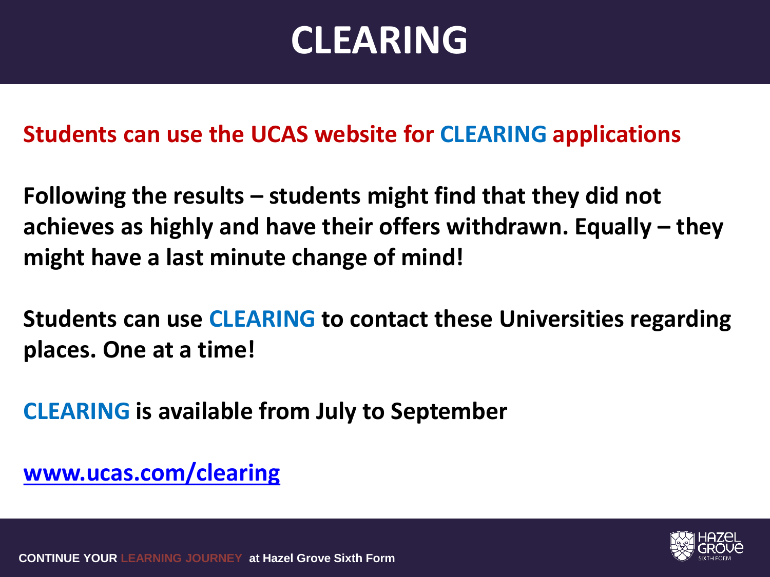# CLEARING

**Students can use the UCAS website for CLEARING applications**

**Following the results – students might find that they did not achieves as highly and have their offers withdrawn. Equally – they might have a last minute change of mind!**

**Students can use CLEARING to contact these Universities regarding places. One at a time!**

**CLEARING is available from July to September**

**[www.ucas.com/clearing](http://www.ucas.com/clearing)**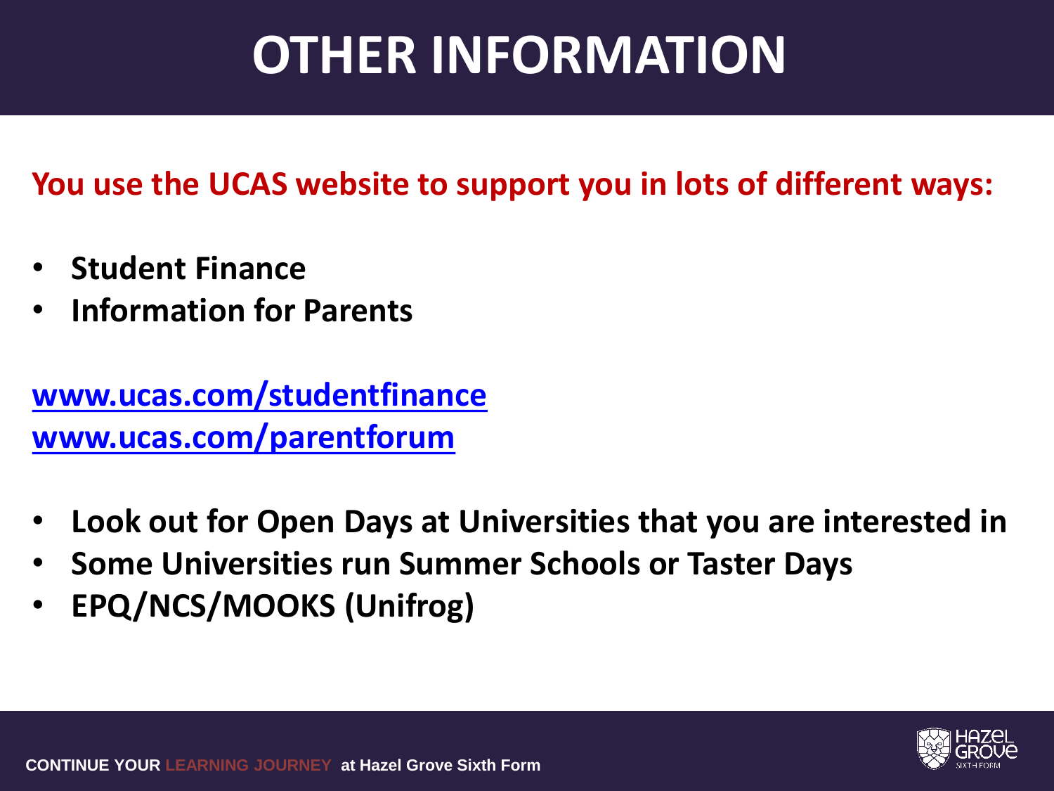# OTHER INFORMATION

**You use the UCAS website to support you in lots of different ways:**

- **Student Finance**
- **Information for Parents**

**www.ucas.com/studentfinance**
**www.ucas.com/parentforum**

- **Look out for Open Days at Universities that you are interested in**
- **Some Universities run Summer Schools or Taster Days**
- **EPQ/NCS/MOOKS (Unifrog)**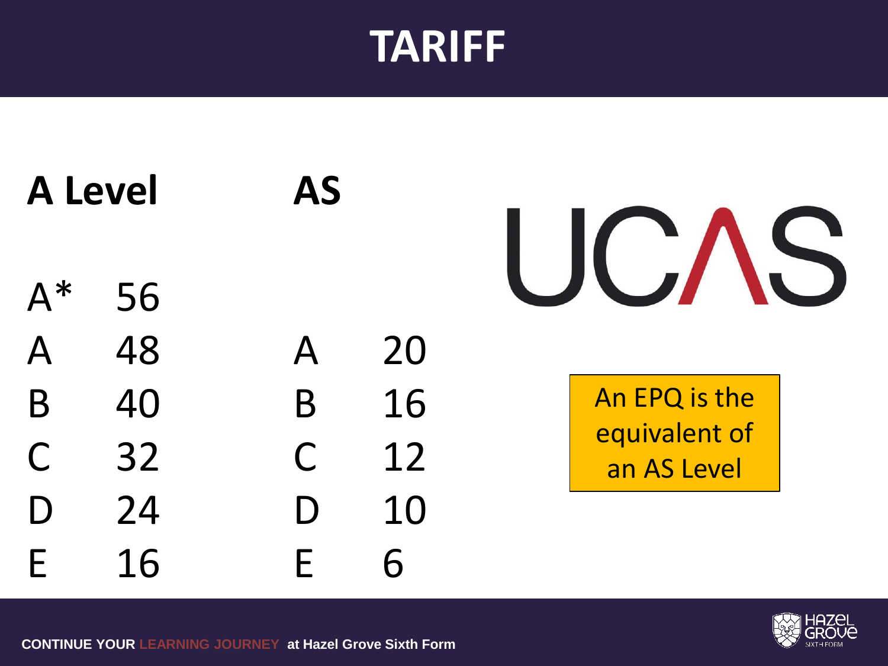# TARIFF

| A Level | | AS | |
|---|---|---|---|
| A* | 56 | | |
| A | 48 | A | 20 |
| B | 40 | B | 16 |
| C | 32 | C | 12 |
| D | 24 | D | 10 |
| E | 16 | E | 6 |

UCAS

An EPQ is the equivalent of an AS Level

CONTINUE YOUR LEARNING JOURNEY at Hazel Grove Sixth Form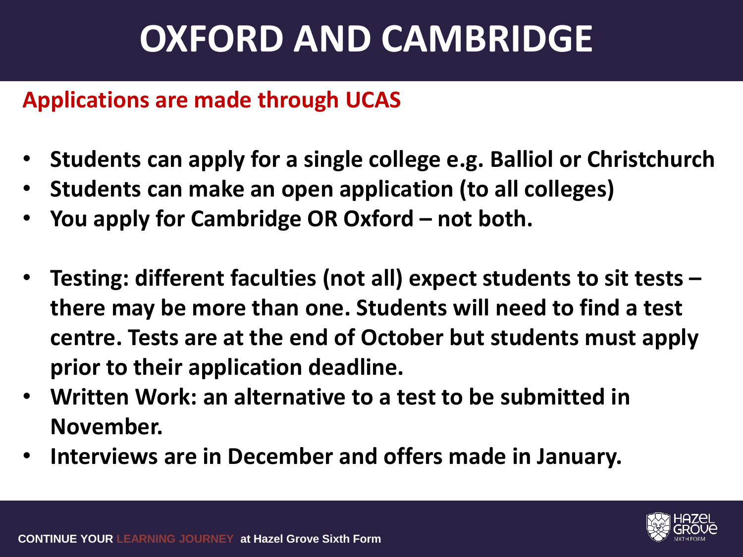# OXFORD AND CAMBRIDGE

**Applications are made through UCAS**

- **Students can apply for a single college e.g. Balliol or Christchurch**
- **Students can make an open application (to all colleges)**
- **You apply for Cambridge OR Oxford – not both.**

- **Testing: different faculties (not all) expect students to sit tests – there may be more than one. Students will need to find a test centre. Tests are at the end of October but students must apply prior to their application deadline.**
- **Written Work: an alternative to a test to be submitted in November.**
- **Interviews are in December and offers made in January.**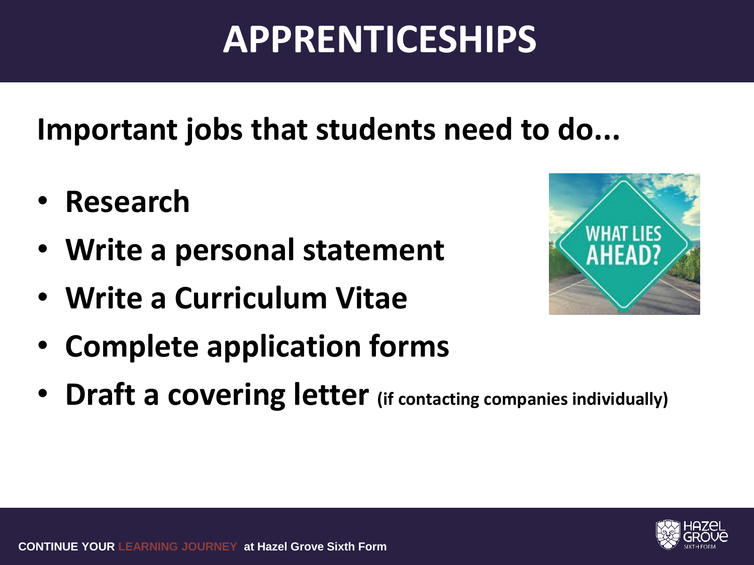# APPRENTICESHIPS

## Important jobs that students need to do...

- **Research**
- **Write a personal statement**
- **Write a Curriculum Vitae**
- **Complete application forms**
- **Draft a covering letter** **(if contacting companies individually)**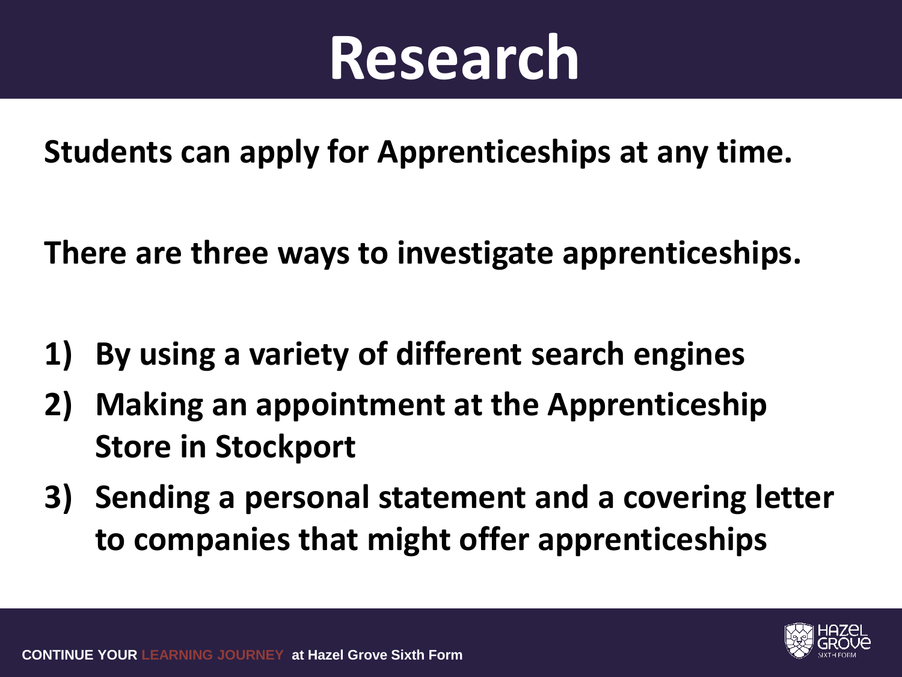# Research

**Students can apply for Apprenticeships at any time.**

**There are three ways to investigate apprenticeships.**

1) **By using a variety of different search engines**
2) **Making an appointment at the Apprenticeship Store in Stockport**
3) **Sending a personal statement and a covering letter to companies that might offer apprenticeships**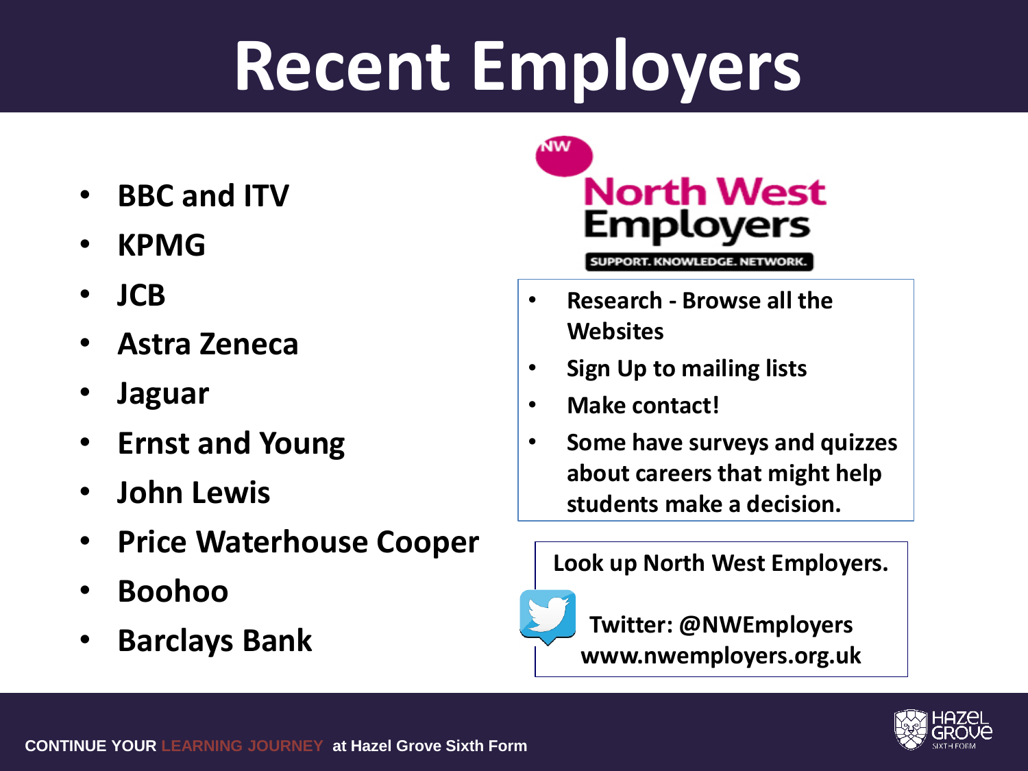# Recent Employers

- BBC and ITV
- KPMG
- JCB
- Astra Zeneca
- Jaguar
- Ernst and Young
- John Lewis
- Price Waterhouse Cooper
- Boohoo
- Barclays Bank

NW North West Employers

SUPPORT. KNOWLEDGE. NETWORK.

- Research - Browse all the Websites
- Sign Up to mailing lists
- Make contact!
- Some have surveys and quizzes about careers that might help students make a decision.

Look up North West Employers.

Twitter: @NWEmployers
www.nwemployers.org.uk

CONTINUE YOUR LEARNING JOURNEY at Hazel Grove Sixth Form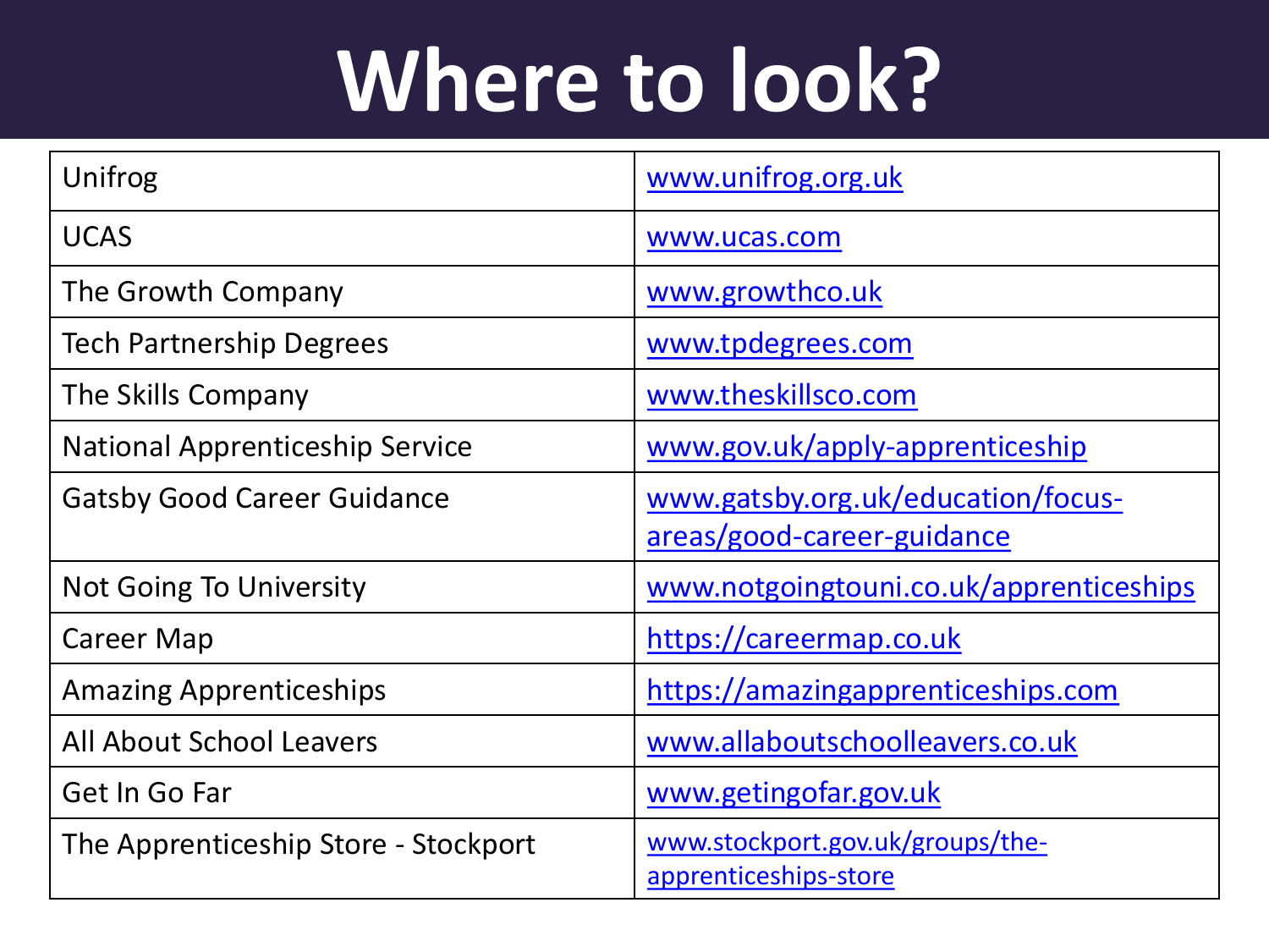# Where to look?

| | |
|---|---|
| Unifrog | www.unifrog.org.uk |
| UCAS | www.ucas.com |
| The Growth Company | www.growthco.uk |
| Tech Partnership Degrees | www.tpdegrees.com |
| The Skills Company | www.theskillsco.com |
| National Apprenticeship Service | www.gov.uk/apply-apprenticeship |
| Gatsby Good Career Guidance | www.gatsby.org.uk/education/focus-areas/good-career-guidance |
| Not Going To University | www.notgoingtouni.co.uk/apprenticeships |
| Career Map | https://careermap.co.uk |
| Amazing Apprenticeships | https://amazingapprenticeships.com |
| All About School Leavers | www.allaboutschoolleavers.co.uk |
| Get In Go Far | www.getingofar.gov.uk |
| The Apprenticeship Store - Stockport | www.stockport.gov.uk/groups/the-apprenticeships-store |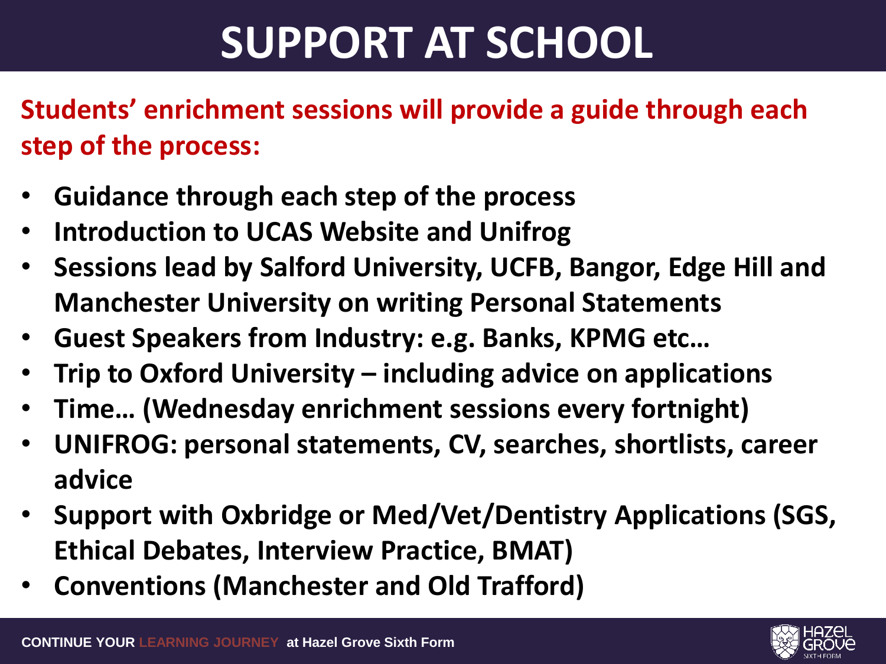# SUPPORT AT SCHOOL

**Students' enrichment sessions will provide a guide through each step of the process:**

- **Guidance through each step of the process**
- **Introduction to UCAS Website and Unifrog**
- **Sessions lead by Salford University, UCFB, Bangor, Edge Hill and Manchester University on writing Personal Statements**
- **Guest Speakers from Industry: e.g. Banks, KPMG etc…**
- **Trip to Oxford University – including advice on applications**
- **Time… (Wednesday enrichment sessions every fortnight)**
- **UNIFROG: personal statements, CV, searches, shortlists, career advice**
- **Support with Oxbridge or Med/Vet/Dentistry Applications (SGS, Ethical Debates, Interview Practice, BMAT)**
- **Conventions (Manchester and Old Trafford)**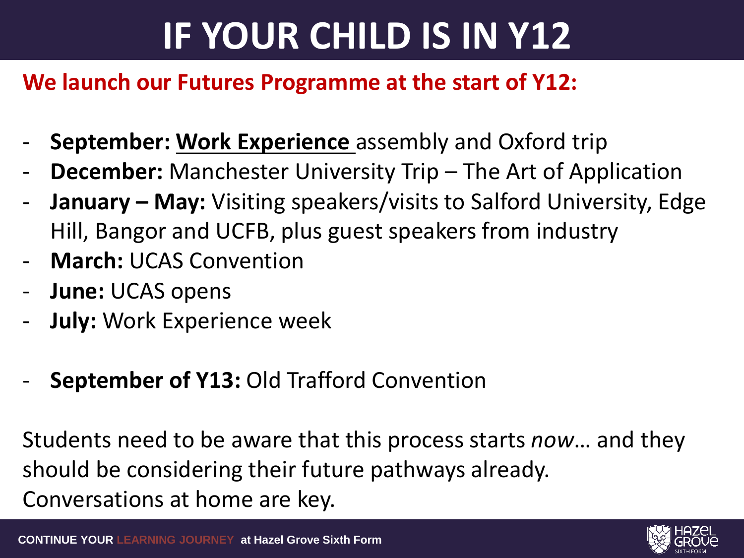# IF YOUR CHILD IS IN Y12

**We launch our Futures Programme at the start of Y12:**

- **September: Work Experience** assembly and Oxford trip
- **December:** Manchester University Trip – The Art of Application
- **January – May:** Visiting speakers/visits to Salford University, Edge Hill, Bangor and UCFB, plus guest speakers from industry
- **March:** UCAS Convention
- **June:** UCAS opens
- **July:** Work Experience week

- **September of Y13:** Old Trafford Convention

Students need to be aware that this process starts *now*… and they should be considering their future pathways already.
Conversations at home are key.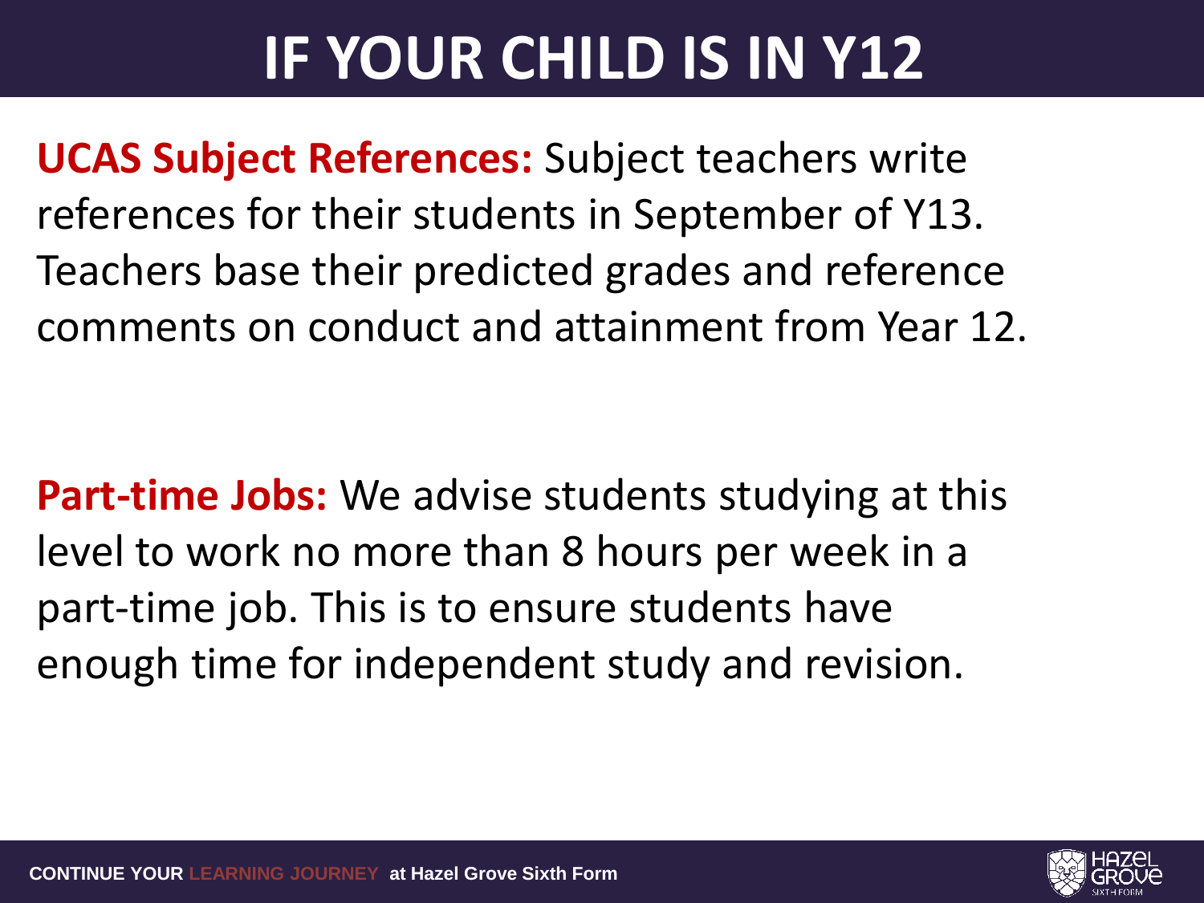# IF YOUR CHILD IS IN Y12

**UCAS Subject References:** Subject teachers write references for their students in September of Y13. Teachers base their predicted grades and reference comments on conduct and attainment from Year 12.

**Part-time Jobs:** We advise students studying at this level to work no more than 8 hours per week in a part-time job. This is to ensure students have enough time for independent study and revision.